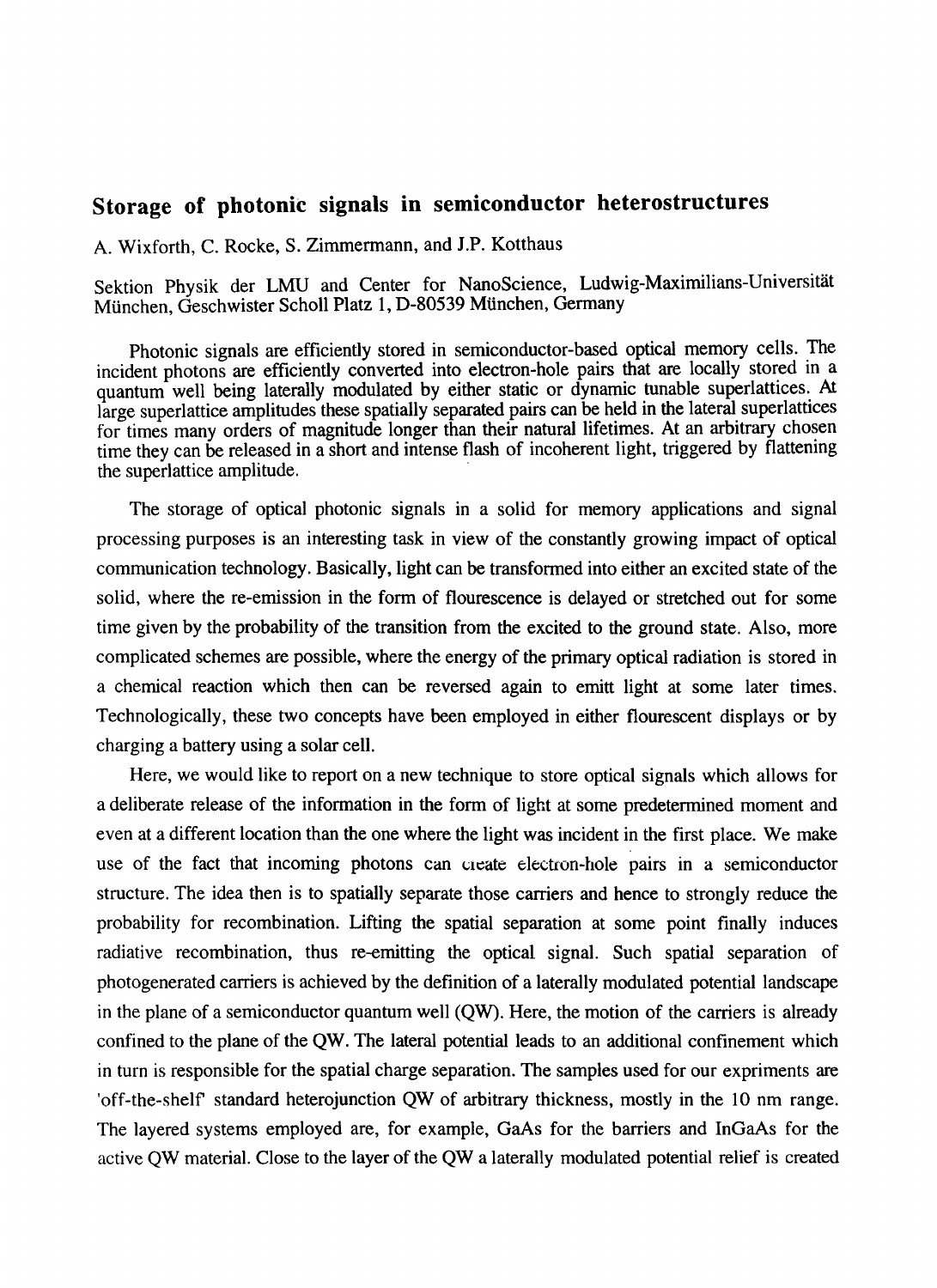## Storage of photonic signals in semiconductor heterostructures

A. Wixforth, C. Rocke, S. Zimmermann, and J.P. Kotthaus

Sektion Physik der LMU and Center for NanoScience, Ludwig-Maximilians-Universität München, Geschwister Scholl Platz 1, D-80539 München, Germany

Photonic signals are efficiently stored in semiconductor-based optical memory cells. The incident photons are efficiently converted into electron-hole pairs that are locally stored in a quantum well being laterally modulated by either static or dynamic tunable superlattices. At large superlattice amplitudes these spatially separated pairs can be held in the lateral superlattices for times many orders of magnitude longer than their natural lifetimes. At an arbitrary chosen time they can be released in a short and intense flash of incoherent light, triggered by flattening the superlattice amplitude.

The storage of optical photonic signals in a solid for memory applications and signal processing purposes is an interesting task in view of the constantly growing impact of optical communication technology. Basically, light can be transformed into either an excited state of the solid, where the re-emission in the form of flourescence is delayed or stretched out for some time given by the probability of the transition from the excited to the ground state. Also, more complicated schemes are possible, where the energy of the primary optical radiation is stored in a chemical reaction which then can be reversed again to emitt light at some later times. Technologically, these two concepts have been employed in either flourescent displays or by charging a battery using a solar cell.

Here, we would like to report on a new technique to store optical signals which allows for a deliberate release of the information in the form of light at some predetermined moment and even at a different location than the one where the light was incident in the first place. We make use of the fact that incoming photons can create electron-hole pairs in a semiconductor structure. The idea then is to spatially separate those carriers and hence to strongly reduce the probability for recombination. Lifting the spatial separation at some point finally induces radiative recombination, thus re-emitting the optical signal. Such spatial separation of photogenerated carriers is achieved by the definition of a laterally modulated potential landscape in the plane of a semiconductor quantum well (QW). Here, the motion of the carriers is already confined to the plane of the QW. The lateral potential leads to an additional confinement which in turn is responsible for the spatial charge separation. The samples used for our expriments are 'off-the-shelf' standard heterojunction QW of arbitrary thickness, mostly in the 10 nm range. The layered systems employed are, for example, GaAs for the barriers and InGaAs for the active QW material. Close to the layer of the QW a laterally modulated potential relief is created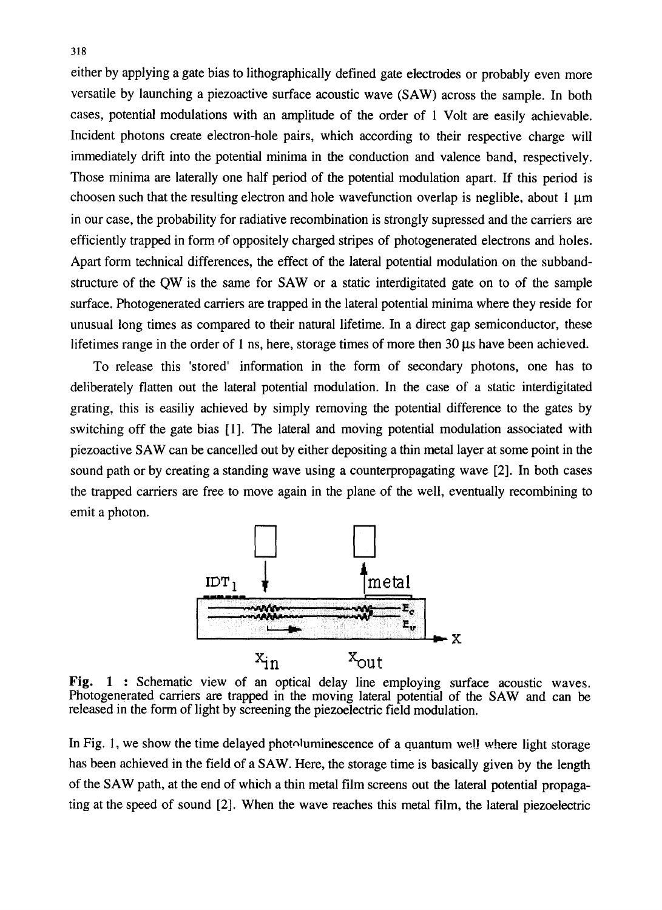either by applying a gate bias to lithographically defined gate electrodes or probably even more versatile by launching a piezoactive surface acoustic wave (SAW) across the sample. In both cases, potential modulations with an amplitude of the order of 1 Volt are easily achievable. Incident photons create electron-hole pairs, which according to their respective charge will immediately drift into the potential minima in the conduction and valence band, respectively. Those minima are laterally one half period of the potential modulation apart. If this period is choosen such that the resulting electron and hole wavefunction overlap is neglible, about 1 μm in our case, the probability for radiative recombination is strongly supressed and the carriers are efficiently trapped in form of oppositely charged stripes of photogenerated electrons and holes. Apart form technical differences, the effect of the lateral potential modulation on the subband-structure of the QW is the same for SAW or a static interdigitated gate on to of the sample surface. Photogenerated carriers are trapped in the lateral potential minima where they reside for unusual long times as compared to their natural lifetime. In a direct gap semiconductor, these lifetimes range in the order of 1 ns, here, storage times of more then 30 μs have been achieved.

To release this 'stored' information in the form of secondary photons, one has to deliberately flatten out the lateral potential modulation. In the case of a static interdigitated grating, this is easiliy achieved by simply removing the potential difference to the gates by switching off the gate bias [1]. The lateral and moving potential modulation associated with piezoactive SAW can be cancelled out by either depositing a thin metal layer at some point in the sound path or by creating a standing wave using a counterpropagating wave [2]. In both cases the trapped carriers are free to move again in the plane of the well, eventually recombining to emit a photon.

**Fig. 1** : Schematic view of an optical delay line employing surface acoustic waves. Photogenerated carriers are trapped in the moving lateral potential of the SAW and can be released in the form of light by screening the piezoelectric field modulation.

In Fig. 1, we show the time delayed photoluminescence of a quantum well where light storage has been achieved in the field of a SAW. Here, the storage time is basically given by the length of the SAW path, at the end of which a thin metal film screens out the lateral potential propagating at the speed of sound [2]. When the wave reaches this metal film, the lateral piezoelectric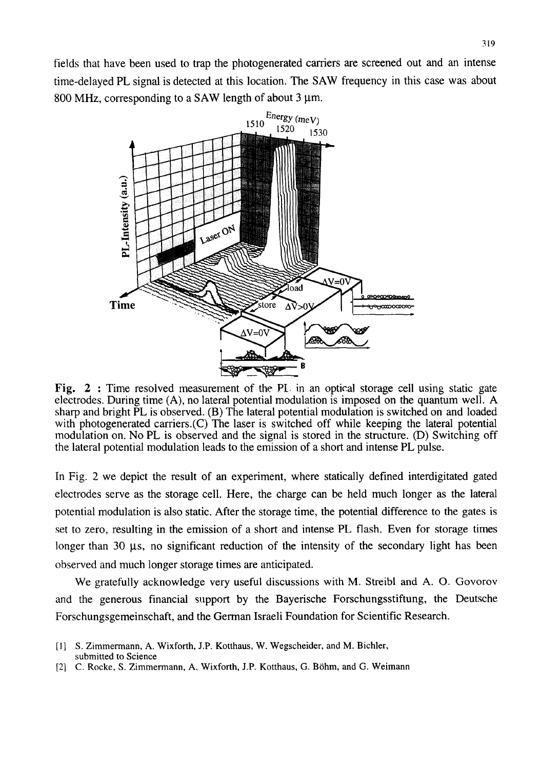fields that have been used to trap the photogenerated carriers are screened out and an intense time-delayed PL signal is detected at this location. The SAW frequency in this case was about 800 MHz, corresponding to a SAW length of about 3 μm.

Energy (meV)
1510
1520
1530
PL-Intensity (a.u.)
Time
Laser ON
load
store
ΔV>0V
ΔV=0V
ΔV=0V
B

**Fig. 2 :** Time resolved measurement of the PL in an optical storage cell using static gate electrodes. During time (A), no lateral potential modulation is imposed on the quantum well. A sharp and bright PL is observed. (B) The lateral potential modulation is switched on and loaded with photogenerated carriers.(C) The laser is switched off while keeping the lateral potential modulation on. No PL is observed and the signal is stored in the structure. (D) Switching off the lateral potential modulation leads to the emission of a short and intense PL pulse.

In Fig. 2 we depict the result of an experiment, where statically defined interdigitated gated electrodes serve as the storage cell. Here, the charge can be held much longer as the lateral potential modulation is also static. After the storage time, the potential difference to the gates is set to zero, resulting in the emission of a short and intense PL flash. Even for storage times longer than 30 μs, no significant reduction of the intensity of the secondary light has been observed and much longer storage times are anticipated.

We gratefully acknowledge very useful discussions with M. Streibl and A. O. Govorov and the generous financial support by the Bayerische Forschungsstiftung, the Deutsche Forschungsgemeinschaft, and the German Israeli Foundation for Scientific Research.

[1] S. Zimmermann, A. Wixforth, J.P. Kotthaus, W. Wegscheider, and M. Bichler, submitted to Science

[2] C. Rocke, S. Zimmermann, A. Wixforth, J.P. Kotthaus, G. Böhm, and G. Weimann